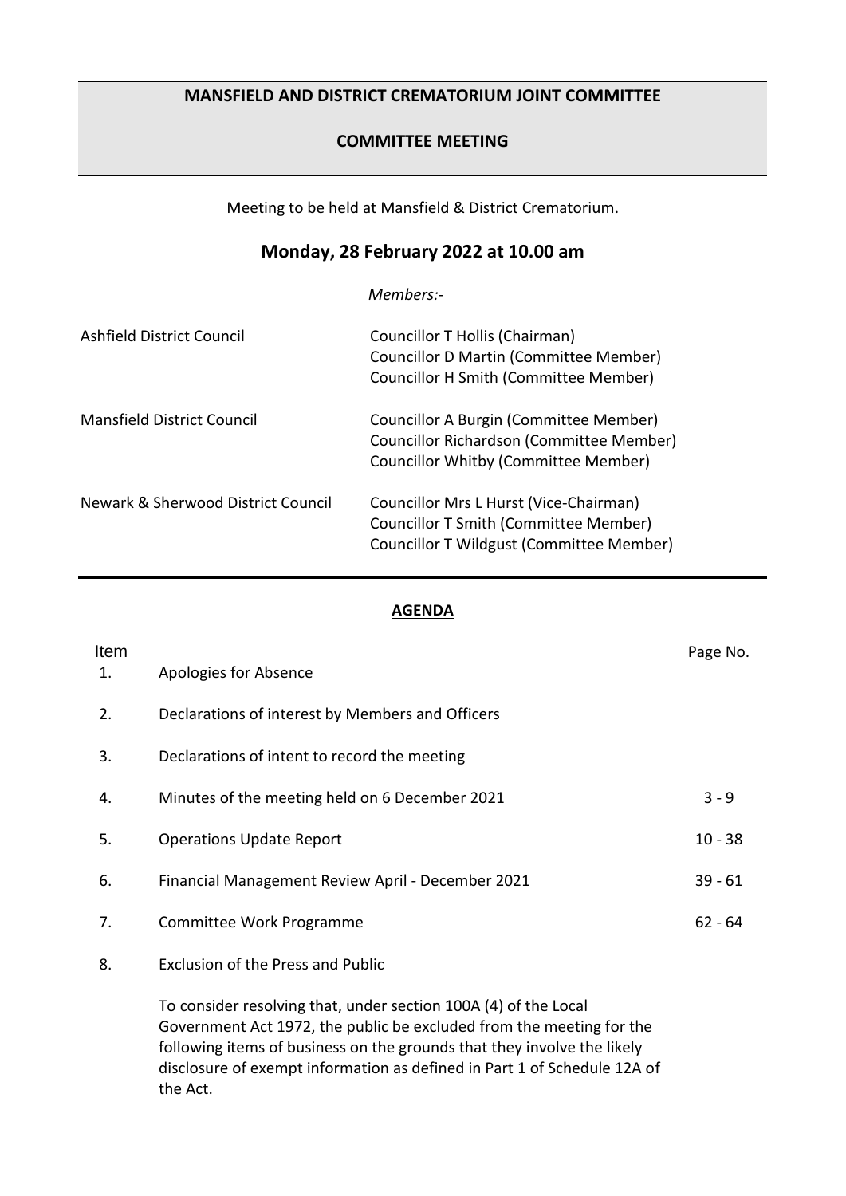# MANSFIELD AND DISTRICT CREMATORIUM JOINT COMMITTEE

## COMMITTEE MEETING

Meeting to be held at Mansfield & District Crematorium.

## Monday, 28 February 2022 at 10.00 am

*Members:-*

| | |
|---|---|
| Ashfield District Council | Councillor T Hollis (Chairman)<br>Councillor D Martin (Committee Member)<br>Councillor H Smith (Committee Member) |
| Mansfield District Council | Councillor A Burgin (Committee Member)<br>Councillor Richardson (Committee Member)<br>Councillor Whitby (Committee Member) |
| Newark & Sherwood District Council | Councillor Mrs L Hurst (Vice-Chairman)<br>Councillor T Smith (Committee Member)<br>Councillor T Wildgust (Committee Member) |

**AGENDA**

| Item | | Page No. |
|---|---|---|
| 1. | Apologies for Absence | |
| 2. | Declarations of interest by Members and Officers | |
| 3. | Declarations of intent to record the meeting | |
| 4. | Minutes of the meeting held on 6 December 2021 | 3 - 9 |
| 5. | Operations Update Report | 10 - 38 |
| 6. | Financial Management Review April - December 2021 | 39 - 61 |
| 7. | Committee Work Programme | 62 - 64 |
| 8. | Exclusion of the Press and Public | |

To consider resolving that, under section 100A (4) of the Local Government Act 1972, the public be excluded from the meeting for the following items of business on the grounds that they involve the likely disclosure of exempt information as defined in Part 1 of Schedule 12A of the Act.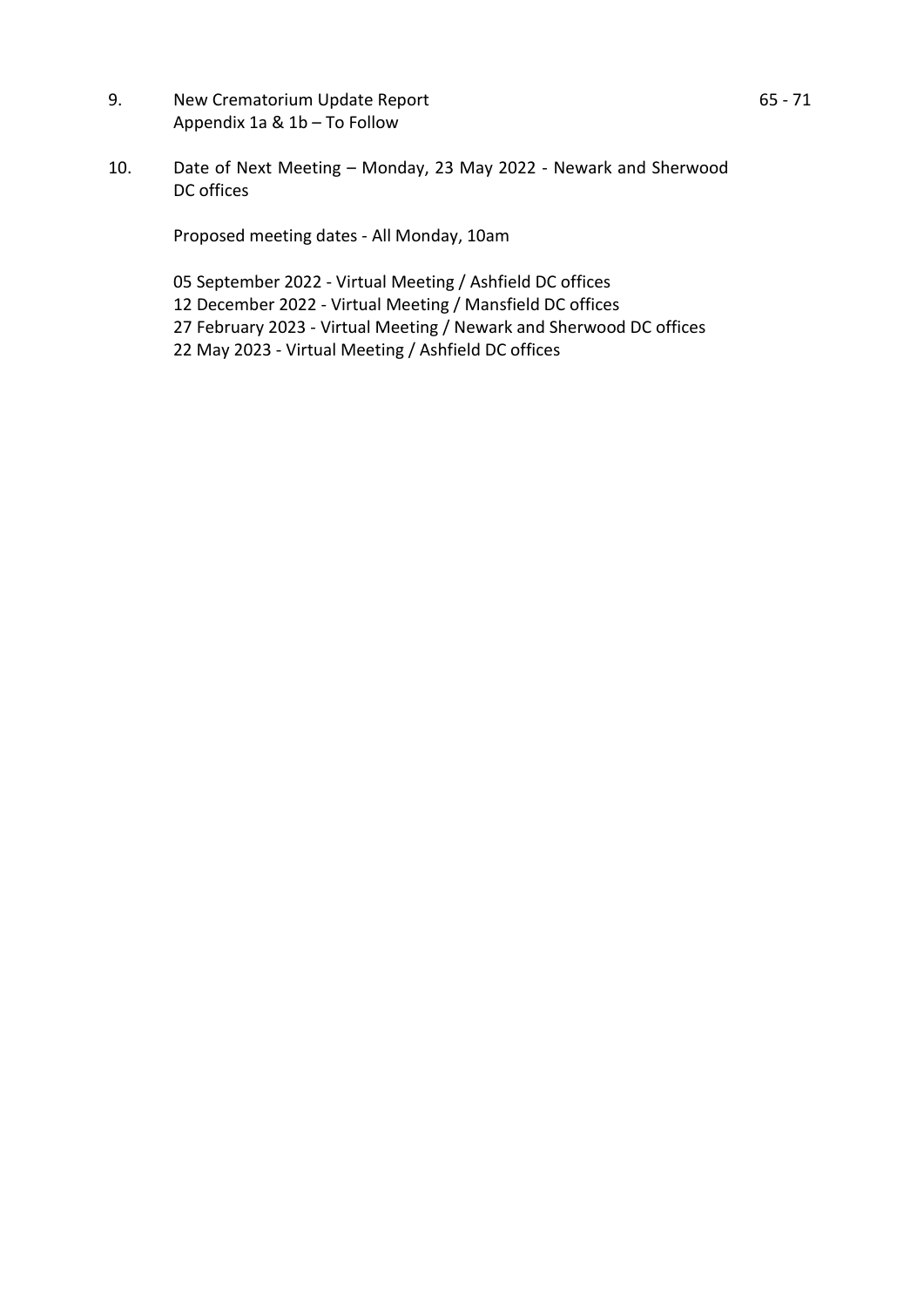9. New Crematorium Update Report 65 - 71
   Appendix 1a & 1b – To Follow

10. Date of Next Meeting – Monday, 23 May 2022 - Newark and Sherwood DC offices

    Proposed meeting dates - All Monday, 10am

    05 September 2022 - Virtual Meeting / Ashfield DC offices
    12 December 2022 - Virtual Meeting / Mansfield DC offices
    27 February 2023 - Virtual Meeting / Newark and Sherwood DC offices
    22 May 2023 - Virtual Meeting / Ashfield DC offices